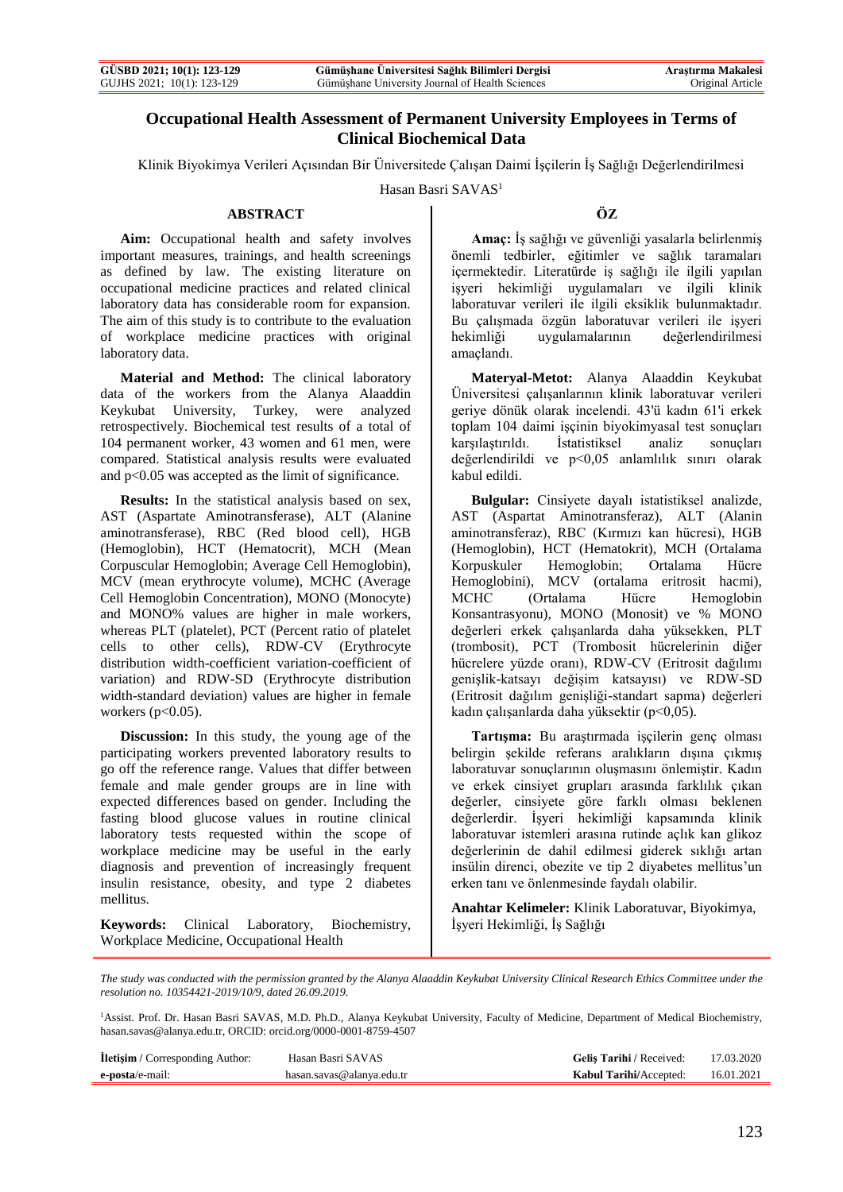# Occupational Health Assessment of Permanent University Employees in Terms of Clinical Biochemical Data

Klinik Biyokimya Verileri Açısından Bir Üniversitede Çalışan Daimi İşçilerin İş Sağlığı Değerlendirilmesi

Hasan Basri SAVAS[1]

## ABSTRACT

**Aim:** Occupational health and safety involves important measures, trainings, and health screenings as defined by law. The existing literature on occupational medicine practices and related clinical laboratory data has considerable room for expansion. The aim of this study is to contribute to the evaluation of workplace medicine practices with original laboratory data.

**Material and Method:** The clinical laboratory data of the workers from the Alanya Alaaddin Keykubat University, Turkey, were analyzed retrospectively. Biochemical test results of a total of 104 permanent worker, 43 women and 61 men, were compared. Statistical analysis results were evaluated and $p<0.05$ was accepted as the limit of significance.

**Results:** In the statistical analysis based on sex, AST (Aspartate Aminotransferase), ALT (Alanine aminotransferase), RBC (Red blood cell), HGB (Hemoglobin), HCT (Hematocrit), MCH (Mean Corpuscular Hemoglobin; Average Cell Hemoglobin), MCV (mean erythrocyte volume), MCHC (Average Cell Hemoglobin Concentration), MONO (Monocyte) and MONO% values are higher in male workers, whereas PLT (platelet), PCT (Percent ratio of platelet cells to other cells), RDW-CV (Erythrocyte distribution width-coefficient variation-coefficient of variation) and RDW-SD (Erythrocyte distribution width-standard deviation) values are higher in female workers ($p<0.05$).

**Discussion:** In this study, the young age of the participating workers prevented laboratory results to go off the reference range. Values that differ between female and male gender groups are in line with expected differences based on gender. Including the fasting blood glucose values in routine clinical laboratory tests requested within the scope of workplace medicine may be useful in the early diagnosis and prevention of increasingly frequent insulin resistance, obesity, and type 2 diabetes mellitus.

**Keywords:** Clinical Laboratory, Biochemistry, Workplace Medicine, Occupational Health

## ÖZ

**Amaç:** İş sağlığı ve güvenliği yasalarla belirlenmiş önemli tedbirler, eğitimler ve sağlık taramaları içermektedir. Literatürde iş sağlığı ile ilgili yapılan işyeri hekimliği uygulamaları ve ilgili klinik laboratuvar verileri ile ilgili eksiklik bulunmaktadır. Bu çalışmada özgün laboratuvar verileri ile işyeri hekimliği uygulamalarının değerlendirilmesi amaçlandı.

**Materyal-Metot:** Alanya Alaaddin Keykubat Üniversitesi çalışanlarının klinik laboratuvar verileri geriye dönük olarak incelendi. 43'ü kadın 61'i erkek toplam 104 daimi işçinin biyokimyasal test sonuçları karşılaştırıldı. İstatistiksel analiz sonuçları değerlendirildi ve $p<0,05$ anlamlılık sınırı olarak kabul edildi.

**Bulgular:** Cinsiyete dayalı istatistiksel analizde, AST (Aspartat Aminotransferaz), ALT (Alanin aminotransferaz), RBC (Kırmızı kan hücresi), HGB (Hemoglobin), HCT (Hematokrit), MCH (Ortalama Korpuskuler Hemoglobin; Ortalama Hücre Hemoglobini), MCV (ortalama eritrosit hacmi), MCHC (Ortalama Hücre Hemoglobin Konsantrasyonu), MONO (Monosit) ve % MONO değerleri erkek çalışanlarda daha yüksekken, PLT (trombosit), PCT (Trombosit hücrelerinin diğer hücrelere yüzde oranı), RDW-CV (Eritrosit dağılımı genişlik-katsayı değişim katsayısı) ve RDW-SD (Eritrosit dağılım genişliği-standart sapma) değerleri kadın çalışanlarda daha yüksektir ($p<0,05$).

**Tartışma:** Bu araştırmada işçilerin genç olması belirgin şekilde referans aralıkların dışına çıkmış laboratuvar sonuçlarının oluşmasını önlemiştir. Kadın ve erkek cinsiyet grupları arasında farklılık çıkan değerler, cinsiyete göre farklı olması beklenen değerlerdir. İşyeri hekimliği kapsamında klinik laboratuvar istemleri arasına rutinde açlık kan glikoz değerlerinin de dahil edilmesi giderek sıklığı artan insülin direnci, obezite ve tip 2 diyabetes mellitus'un erken tanı ve önlenmesinde faydalı olabilir.

**Anahtar Kelimeler:** Klinik Laboratuvar, Biyokimya, İşyeri Hekimliği, İş Sağlığı

*The study was conducted with the permission granted by the Alanya Alaaddin Keykubat University Clinical Research Ethics Committee under the resolution no. 10354421-2019/10/9, dated 26.09.2019.*

[1]Assist. Prof. Dr. Hasan Basri SAVAS, M.D. Ph.D., Alanya Keykubat University, Faculty of Medicine, Department of Medical Biochemistry, hasan.savas@alanya.edu.tr, ORCID: orcid.org/0000-0001-8759-4507

| **İletişim** / Corresponding Author: | Hasan Basri SAVAS | **Geliş Tarihi** / Received: | 17.03.2020 |
|---|---|---|---|
| **e-posta**/e-mail: | hasan.savas@alanya.edu.tr | **Kabul Tarihi**/Accepted: | 16.01.2021 |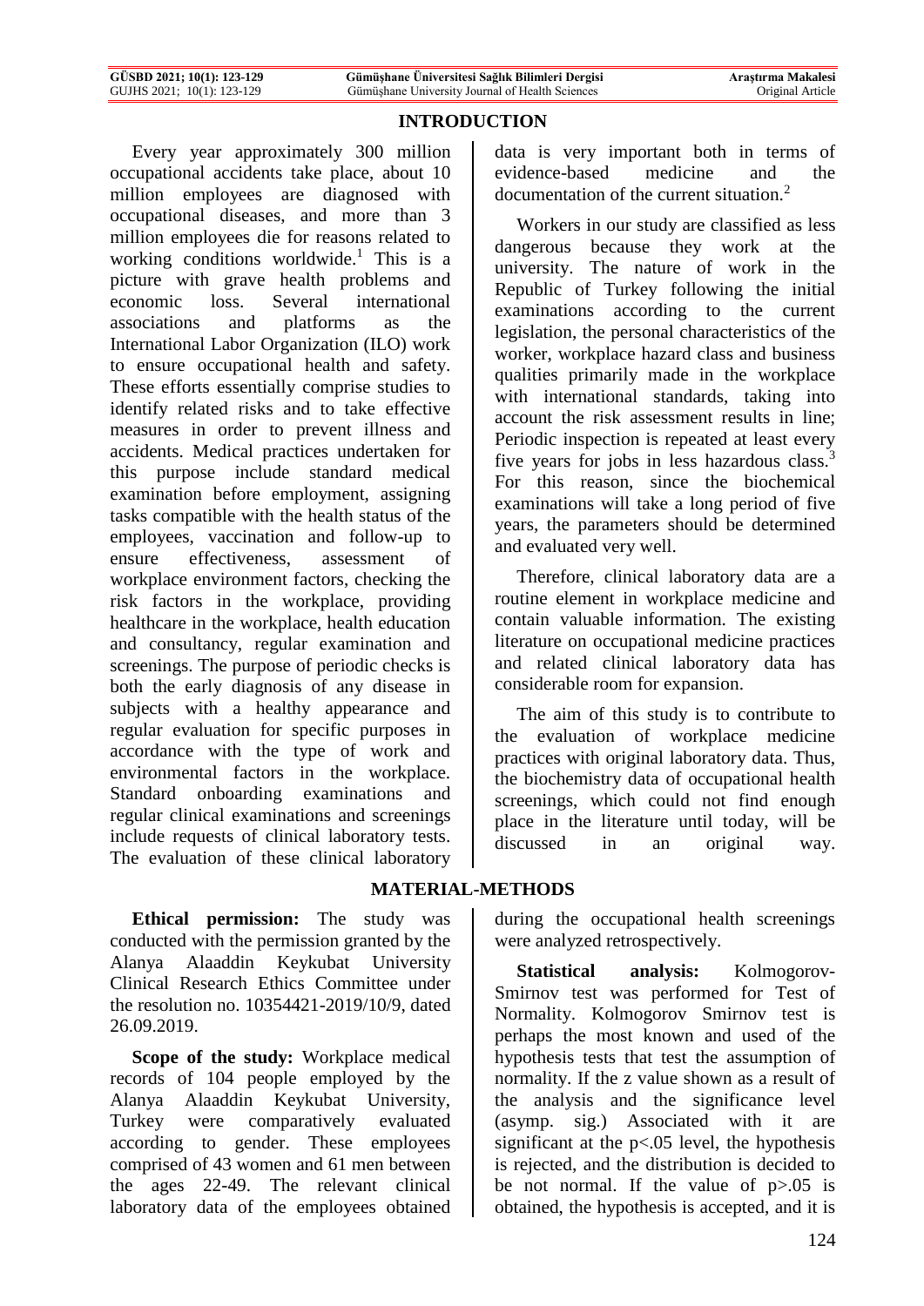## INTRODUCTION

Every year approximately 300 million occupational accidents take place, about 10 million employees are diagnosed with occupational diseases, and more than 3 million employees die for reasons related to working conditions worldwide.[1] This is a picture with grave health problems and economic loss. Several international associations and platforms as the International Labor Organization (ILO) work to ensure occupational health and safety. These efforts essentially comprise studies to identify related risks and to take effective measures in order to prevent illness and accidents. Medical practices undertaken for this purpose include standard medical examination before employment, assigning tasks compatible with the health status of the employees, vaccination and follow-up to ensure effectiveness, assessment of workplace environment factors, checking the risk factors in the workplace, providing healthcare in the workplace, health education and consultancy, regular examination and screenings. The purpose of periodic checks is both the early diagnosis of any disease in subjects with a healthy appearance and regular evaluation for specific purposes in accordance with the type of work and environmental factors in the workplace. Standard onboarding examinations and regular clinical examinations and screenings include requests of clinical laboratory tests. The evaluation of these clinical laboratory data is very important both in terms of evidence-based medicine and the documentation of the current situation.[2]

Workers in our study are classified as less dangerous because they work at the university. The nature of work in the Republic of Turkey following the initial examinations according to the current legislation, the personal characteristics of the worker, workplace hazard class and business qualities primarily made in the workplace with international standards, taking into account the risk assessment results in line; Periodic inspection is repeated at least every five years for jobs in less hazardous class.[3] For this reason, since the biochemical examinations will take a long period of five years, the parameters should be determined and evaluated very well.

Therefore, clinical laboratory data are a routine element in workplace medicine and contain valuable information. The existing literature on occupational medicine practices and related clinical laboratory data has considerable room for expansion.

The aim of this study is to contribute to the evaluation of workplace medicine practices with original laboratory data. Thus, the biochemistry data of occupational health screenings, which could not find enough place in the literature until today, will be discussed in an original way.

## MATERIAL-METHODS

**Ethical permission:** The study was conducted with the permission granted by the Alanya Alaaddin Keykubat University Clinical Research Ethics Committee under the resolution no. 10354421-2019/10/9, dated 26.09.2019.

**Scope of the study:** Workplace medical records of 104 people employed by the Alanya Alaaddin Keykubat University, Turkey were comparatively evaluated according to gender. These employees comprised of 43 women and 61 men between the ages 22-49. The relevant clinical laboratory data of the employees obtained during the occupational health screenings were analyzed retrospectively.

**Statistical analysis:** Kolmogorov-Smirnov test was performed for Test of Normality. Kolmogorov Smirnov test is perhaps the most known and used of the hypothesis tests that test the assumption of normality. If the z value shown as a result of the analysis and the significance level (asymp. sig.) Associated with it are significant at the $p<.05$ level, the hypothesis is rejected, and the distribution is decided to be not normal. If the value of $p>.05$ is obtained, the hypothesis is accepted, and it is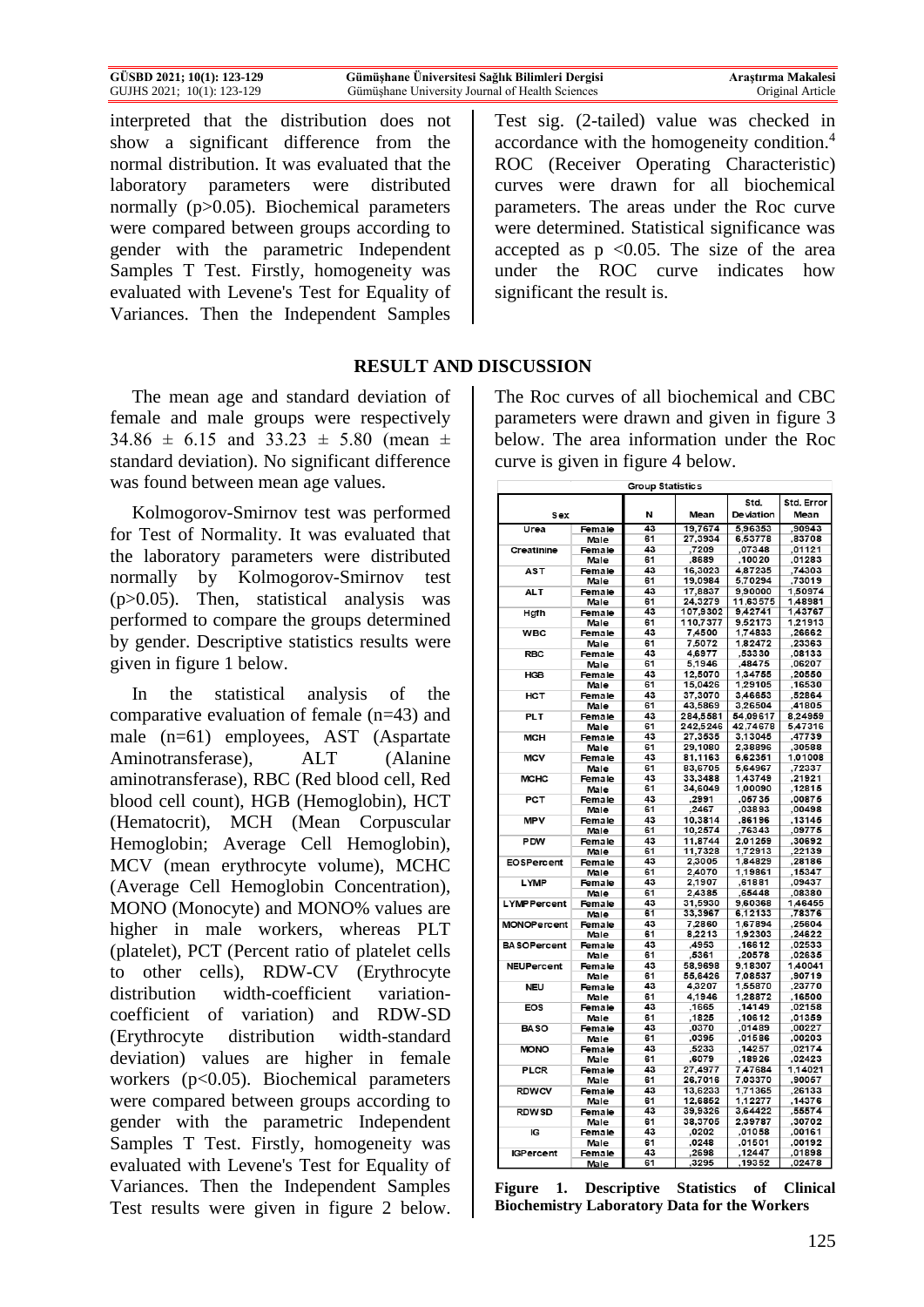interpreted that the distribution does not show a significant difference from the normal distribution. It was evaluated that the laboratory parameters were distributed normally ($p>0.05$). Biochemical parameters were compared between groups according to gender with the parametric Independent Samples T Test. Firstly, homogeneity was evaluated with Levene's Test for Equality of Variances. Then the Independent Samples Test sig. (2-tailed) value was checked in accordance with the homogeneity condition.[4] ROC (Receiver Operating Characteristic) curves were drawn for all biochemical parameters. The areas under the Roc curve were determined. Statistical significance was accepted as $p < 0.05$. The size of the area under the ROC curve indicates how significant the result is.

## RESULT AND DISCUSSION

The mean age and standard deviation of female and male groups were respectively $34.86 \pm 6.15$ and $33.23 \pm 5.80$ (mean $\pm$ standard deviation). No significant difference was found between mean age values.

Kolmogorov-Smirnov test was performed for Test of Normality. It was evaluated that the laboratory parameters were distributed normally by Kolmogorov-Smirnov test ($p>0.05$). Then, statistical analysis was performed to compare the groups determined by gender. Descriptive statistics results were given in figure 1 below.

In the statistical analysis of the comparative evaluation of female (n=43) and male (n=61) employees, AST (Aspartate Aminotransferase), ALT (Alanine aminotransferase), RBC (Red blood cell, Red blood cell count), HGB (Hemoglobin), HCT (Hematocrit), MCH (Mean Corpuscular Hemoglobin; Average Cell Hemoglobin), MCV (mean erythrocyte volume), MCHC (Average Cell Hemoglobin Concentration), MONO (Monocyte) and MONO% values are higher in male workers, whereas PLT (platelet), PCT (Percent ratio of platelet cells to other cells), RDW-CV (Erythrocyte distribution width-coefficient variation-coefficient of variation) and RDW-SD (Erythrocyte distribution width-standard deviation) values are higher in female workers ($p<0.05$). Biochemical parameters were compared between groups according to gender with the parametric Independent Samples T Test. Firstly, homogeneity was evaluated with Levene's Test for Equality of Variances. Then the Independent Samples Test results were given in figure 2 below.

The Roc curves of all biochemical and CBC parameters were drawn and given in figure 3 below. The area information under the Roc curve is given in figure 4 below.

**Group Statistics**

| Sex | | N | Mean | Std. Deviation | Std. Error Mean |
|---|---|---|---|---|---|
| Urea | Female | 43 | 19,7674 | 5,96353 | ,90943 |
| | Male | 61 | 27,3934 | 6,53778 | ,83708 |
| Creatinine | Female | 43 | ,7209 | ,07348 | ,01121 |
| | Male | 61 | ,8689 | ,10020 | ,01283 |
| AST | Female | 43 | 16,3023 | 4,87235 | ,74303 |
| | Male | 61 | 19,0984 | 5,70294 | ,73019 |
| ALT | Female | 43 | 17,8837 | 9,90000 | 1,50974 |
| | Male | 61 | 24,3279 | 11,63575 | 1,48981 |
| Hgfh | Female | 43 | 107,9302 | 9,42741 | 1,43767 |
| | Male | 61 | 110,7377 | 9,52173 | 1,21913 |
| WBC | Female | 43 | 7,4500 | 1,74833 | ,26662 |
| | Male | 61 | 7,5072 | 1,82472 | ,23363 |
| RBC | Female | 43 | 4,6977 | ,53330 | ,08133 |
| | Male | 61 | 5,1946 | ,48475 | ,06207 |
| HGB | Female | 43 | 12,5070 | 1,34755 | ,20550 |
| | Male | 61 | 15,0426 | 1,29105 | ,16530 |
| HCT | Female | 43 | 37,3070 | 3,46653 | ,52864 |
| | Male | 61 | 43,5869 | 3,26504 | ,41805 |
| PLT | Female | 43 | 284,5581 | 54,09617 | 8,24959 |
| | Male | 61 | 242,5246 | 42,74678 | 5,47316 |
| MCH | Female | 43 | 27,3535 | 3,13045 | ,47739 |
| | Male | 61 | 29,1080 | 2,38896 | ,30588 |
| MCV | Female | 43 | 81,1163 | 6,62351 | 1,01008 |
| | Male | 61 | 83,6705 | 5,64967 | ,72337 |
| MCHC | Female | 43 | 33,3488 | 1,43749 | ,21921 |
| | Male | 61 | 34,6049 | 1,00090 | ,12815 |
| PCT | Female | 43 | ,2991 | ,05735 | ,00875 |
| | Male | 61 | ,2467 | ,03893 | ,00498 |
| MPV | Female | 43 | 10,3814 | ,86196 | ,13145 |
| | Male | 61 | 10,2574 | ,76343 | ,09775 |
| PDW | Female | 43 | 11,8744 | 2,01259 | ,30692 |
| | Male | 61 | 11,7328 | 1,72913 | ,22139 |
| EOSPercent | Female | 43 | 2,3005 | 1,84829 | ,28186 |
| | Male | 61 | 2,4070 | 1,19861 | ,15347 |
| LYMP | Female | 43 | 2,1907 | ,61881 | ,09437 |
| | Male | 61 | 2,4385 | ,65448 | ,08380 |
| LYMPPercent | Female | 43 | 31,5930 | 9,60368 | 1,46455 |
| | Male | 61 | 33,3967 | 6,12133 | ,78376 |
| MONOPercent | Female | 43 | 7,2860 | 1,67894 | ,25604 |
| | Male | 61 | 8,2213 | 1,92303 | ,24622 |
| BASOPercent | Female | 43 | ,4953 | ,16612 | ,02533 |
| | Male | 61 | ,5361 | ,20578 | ,02635 |
| NEUPercent | Female | 43 | 58,9698 | 9,18307 | 1,40041 |
| | Male | 61 | 55,6426 | 7,08537 | ,90719 |
| NEU | Female | 43 | 4,3207 | 1,55870 | ,23770 |
| | Male | 61 | 4,1946 | 1,28872 | ,16500 |
| EOS | Female | 43 | ,1665 | ,14149 | ,02158 |
| | Male | 61 | ,1825 | ,10612 | ,01359 |
| BASO | Female | 43 | ,0370 | ,01489 | ,00227 |
| | Male | 61 | ,0395 | ,01586 | ,00203 |
| MONO | Female | 43 | ,5233 | ,14257 | ,02174 |
| | Male | 61 | ,6079 | ,18926 | ,02423 |
| PLCR | Female | 43 | 27,4977 | 7,47684 | 1,14021 |
| | Male | 61 | 26,7016 | 7,03370 | ,90057 |
| RDWCV | Female | 43 | 13,6233 | 1,71365 | ,26133 |
| | Male | 61 | 12,6852 | 1,12277 | ,14376 |
| RDWSD | Female | 43 | 39,9326 | 3,64422 | ,55574 |
| | Male | 61 | 38,3705 | 2,39787 | ,30702 |
| IG | Female | 43 | ,0202 | ,01058 | ,00161 |
| | Male | 61 | ,0248 | ,01501 | ,00192 |
| IGPercent | Female | 43 | ,2698 | ,12447 | ,01898 |
| | Male | 61 | ,3295 | ,19352 | ,02478 |

**Figure 1. Descriptive Statistics of Clinical Biochemistry Laboratory Data for the Workers**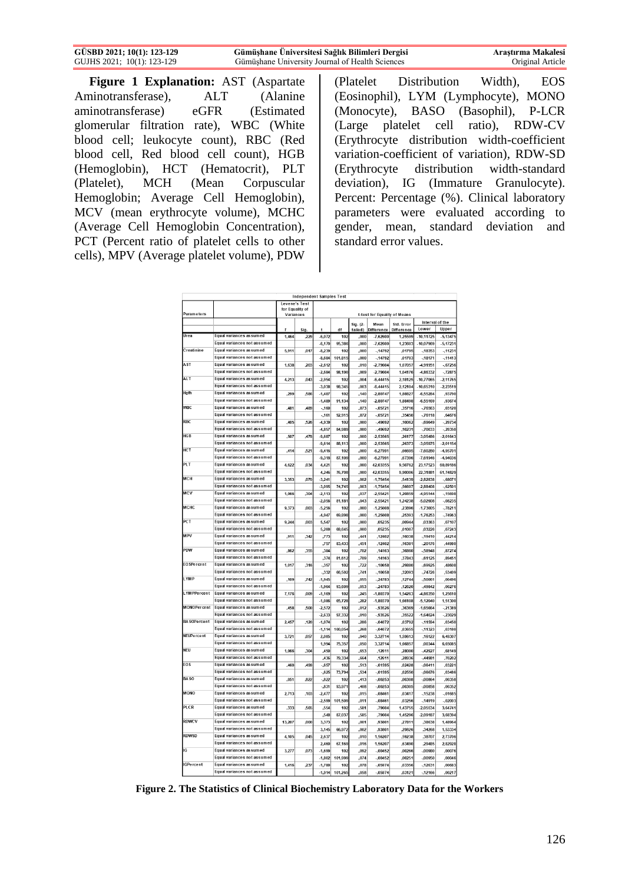**Figure 1 Explanation:** AST (Aspartate Aminotransferase), ALT (Alanine aminotransferase) eGFR (Estimated glomerular filtration rate), WBC (White blood cell; leukocyte count), RBC (Red blood cell, Red blood cell count), HGB (Hemoglobin), HCT (Hematocrit), PLT (Platelet), MCH (Mean Corpuscular Hemoglobin; Average Cell Hemoglobin), MCV (mean erythrocyte volume), MCHC (Average Cell Hemoglobin Concentration), PCT (Percent ratio of platelet cells to other cells), MPV (Average platelet volume), PDW (Platelet Distribution Width), EOS (Eosinophil), LYM (Lymphocyte), MONO (Monocyte), BASO (Basophil), P-LCR (Large platelet cell ratio), RDW-CV (Erythrocyte distribution width-coefficient variation-coefficient of variation), RDW-SD (Erythrocyte distribution width-standard deviation), IG (Immature Granulocyte). Percent: Percentage (%). Clinical laboratory parameters were evaluated according to gender, mean, standard deviation and standard error values.

**Independent Samples Test**

| Parameters | | Levene's Test for Equality of Variances | | t-test for Equality of Means | | | | | | |
|---|---|---|---|---|---|---|---|---|---|---|
| | | F | Sig. | t | df | Sig. (2-tailed) | Mean Difference | Std. Error Difference | Interval of the Lower | Upper |
| Urea | Equal variances assumed | 1,464 | ,229 | -6,072 | 102 | ,000 | -7,62600 | 1,25599 | -10,11725 | -5,13475 |
| | Equal variances not assumed | | | -6,170 | 95,386 | ,000 | -7,62600 | 1,23603 | -10,07969 | -5,17231 |
| Creatinine | Equal variances assumed | 5,911 | ,017 | -8,239 | 102 | ,000 | -,14792 | ,01795 | -,18353 | -,11231 |
| | Equal variances not assumed | | | -8,684 | 101,815 | ,000 | -,14792 | ,01703 | -,18171 | -,11413 |
| AST | Equal variances assumed | 1,638 | ,203 | -2,612 | 102 | ,010 | -2,79604 | 1,07057 | -4,91951 | -,67256 |
| | Equal variances not assumed | | | -2,684 | 98,190 | ,009 | -2,79604 | 1,04176 | -4,86332 | -,72875 |
| ALT | Equal variances assumed | 4,213 | ,043 | -2,954 | 102 | ,004 | -6,44415 | 2,18125 | -10,77065 | -2,11765 |
| | Equal variances not assumed | | | -3,038 | 98,345 | ,003 | -6,44415 | 2,12104 | -10,65310 | -2,23519 |
| Hgfh | Equal variances assumed | ,299 | ,586 | -1,487 | 102 | ,140 | -2,80747 | 1,88827 | -6,55284 | ,93790 |
| | Equal variances not assumed | | | -1,489 | 91,134 | ,140 | -2,80747 | 1,88498 | -6,55169 | ,93674 |
| WBC | Equal variances assumed | ,481 | ,489 | -,160 | 102 | ,873 | -,05721 | ,35716 | -,76563 | ,65120 |
| | Equal variances not assumed | | | -,161 | 92,915 | ,872 | -,05721 | ,35450 | -,76118 | ,64676 |
| RBC | Equal variances assumed | ,405 | ,526 | -4,939 | 102 | ,000 | -,49692 | ,10062 | -,69649 | -,29734 |
| | Equal variances not assumed | | | -4,857 | 84,989 | ,000 | -,49692 | ,10231 | -,70033 | -,29350 |
| HGB | Equal variances assumed | ,507 | ,478 | -9,687 | 102 | ,000 | -2,53565 | ,26177 | -3,05486 | -2,01643 |
| | Equal variances not assumed | | | -9,614 | 88,113 | ,000 | -2,53565 | ,26373 | -3,05975 | -2,01154 |
| HCT | Equal variances assumed | ,414 | ,521 | -9,416 | 102 | ,000 | -6,27991 | ,66695 | -7,60280 | -4,95701 |
| | Equal variances not assumed | | | -9,318 | 87,109 | ,000 | -6,27991 | ,67396 | -7,61946 | -4,94036 |
| PLT | Equal variances assumed | 4,622 | ,034 | 4,421 | 102 | ,000 | 42,03355 | 9,50762 | 23,17523 | 60,89186 |
| | Equal variances not assumed | | | 4,246 | 76,708 | ,000 | 42,03355 | 9,90006 | 22,31881 | 61,74829 |
| MCH | Equal variances assumed | 3,353 | ,070 | -3,241 | 102 | ,002 | -1,75454 | ,54135 | -2,82830 | -,68071 |
| | Equal variances not assumed | | | -3,095 | 74,745 | ,003 | -1,75454 | ,56697 | -2,88408 | -,62501 |
| MCV | Equal variances assumed | 1,066 | ,304 | -2,113 | 102 | ,037 | -2,55421 | 1,20859 | -4,95144 | -,15698 |
| | Equal variances not assumed | | | -2,056 | 81,181 | ,043 | -2,55421 | 1,24238 | -5,02608 | -,08235 |
| MCHC | Equal variances assumed | 9,373 | ,003 | -5,256 | 102 | ,000 | -1,25608 | ,23896 | -1,73005 | -,78211 |
| | Equal variances not assumed | | | -4,947 | 69,898 | ,000 | -1,25608 | ,25393 | -1,76253 | -,74963 |
| PCT | Equal variances assumed | 9,244 | ,003 | 5,547 | 102 | ,000 | ,05235 | ,00944 | ,03363 | ,07107 |
| | Equal variances not assumed | | | 5,200 | 68,645 | ,000 | ,05235 | ,01007 | ,03226 | ,07243 |
| MPV | Equal variances assumed | ,911 | ,342 | ,773 | 102 | ,441 | ,12402 | ,16038 | -,19410 | ,44214 |
| | Equal variances not assumed | | | ,757 | 83,433 | ,451 | ,12402 | ,16381 | -,20176 | ,44980 |
| PDW | Equal variances assumed | ,862 | ,355 | ,384 | 102 | ,702 | ,14163 | ,36860 | -,58948 | ,87274 |
| | Equal variances not assumed | | | ,374 | 81,612 | ,709 | ,14163 | ,37843 | -,61125 | ,89451 |
| EOSPercent | Equal variances assumed | 1,017 | ,316 | -,357 | 102 | ,722 | -,10658 | ,29880 | -,69925 | ,48608 |
| | Equal variances not assumed | | | -,332 | 66,502 | ,741 | -,10658 | ,32093 | -,74726 | ,53409 |
| LYMP | Equal variances assumed | ,109 | ,742 | -1,945 | 102 | ,055 | -,24783 | ,12744 | -,50061 | ,00496 |
| | Equal variances not assumed | | | -1,964 | 93,609 | ,053 | -,24783 | ,12620 | -,49842 | ,00276 |
| LYMPPercent | Equal variances assumed | 7,176 | ,009 | -1,169 | 102 | ,245 | -1,80370 | 1,54263 | -4,86350 | 1,25610 |
| | Equal variances not assumed | | | -1,086 | 65,728 | ,282 | -1,80370 | 1,66108 | -5,12040 | 1,51300 |
| MONOPercent | Equal variances assumed | ,458 | ,500 | -2,572 | 102 | ,012 | -,93526 | ,36369 | -1,65664 | -,21389 |
| | Equal variances not assumed | | | -2,633 | 97,332 | ,010 | -,93526 | ,35522 | -1,64024 | -,23029 |
| BASOPercent | Equal variances assumed | 2,457 | ,120 | -1,074 | 102 | ,286 | -,04072 | ,03792 | -,11594 | ,03450 |
| | Equal variances not assumed | | | -1,114 | 100,054 | ,268 | -,04072 | ,03655 | -,11323 | ,03180 |
| NEUPercent | Equal variances assumed | 3,721 | ,057 | 2,085 | 102 | ,040 | 3,32714 | 1,59613 | ,16122 | 6,49307 |
| | Equal variances not assumed | | | 1,994 | 75,357 | ,050 | 3,32714 | 1,66857 | ,00344 | 6,65085 |
| NEU | Equal variances assumed | 1,066 | ,304 | ,450 | 102 | ,653 | ,12611 | ,28000 | -,42927 | ,68149 |
| | Equal variances not assumed | | | ,436 | 79,334 | ,664 | ,12611 | ,28936 | -,44981 | ,70202 |
| EOS | Equal variances assumed | ,460 | ,499 | -,657 | 102 | ,513 | -,01595 | ,02428 | -,06411 | ,03221 |
| | Equal variances not assumed | | | -,625 | 73,794 | ,534 | -,01595 | ,02550 | -,06676 | ,03486 |
| BASO | Equal variances assumed | ,051 | ,822 | -,822 | 102 | ,413 | -,00253 | ,00308 | -,00864 | ,00358 |
| | Equal variances not assumed | | | -,831 | 93,971 | ,408 | -,00253 | ,00305 | -,00858 | ,00352 |
| MONO | Equal variances assumed | 2,713 | ,103 | -2,477 | 102 | ,015 | -,08461 | ,03417 | -,15238 | -,01685 |
| | Equal variances not assumed | | | -2,599 | 101,509 | ,011 | -,08461 | ,03256 | -,14919 | -,02003 |
| PLCR | Equal variances assumed | ,333 | ,565 | ,554 | 102 | ,581 | ,79604 | 1,43755 | -2,05534 | 3,64741 |
| | Equal variances not assumed | | | ,548 | 87,037 | ,585 | ,79604 | 1,45296 | -2,09187 | 3,68394 |
| RDWCV | Equal variances assumed | 13,207 | ,000 | 3,373 | 102 | ,001 | ,93801 | ,27811 | ,38638 | 1,48964 |
| | Equal variances not assumed | | | 3,145 | 66,072 | ,002 | ,93801 | ,29826 | ,34268 | 1,53334 |
| RDWSD | Equal variances assumed | 4,165 | ,045 | 2,637 | 102 | ,010 | 1,56207 | ,59238 | ,38707 | 2,73706 |
| | Equal variances not assumed | | | 2,460 | 67,169 | ,016 | 1,56207 | ,63490 | ,29485 | 2,82928 |
| IG | Equal variances assumed | 3,277 | ,073 | -1,699 | 102 | ,092 | -,00452 | ,00266 | -,00980 | ,00076 |
| | Equal variances not assumed | | | -1,802 | 101,999 | ,074 | -,00452 | ,00251 | -,00950 | ,00046 |
| IGPercent | Equal variances assumed | 1,416 | ,237 | -1,780 | 102 | ,078 | -,05974 | ,03356 | -,12631 | ,00683 |
| | Equal variances not assumed | | | -1,914 | 101,265 | ,058 | -,05974 | ,03121 | -,12166 | ,00217 |

**Figure 2. The Statistics of Clinical Biochemistry Laboratory Data for the Workers**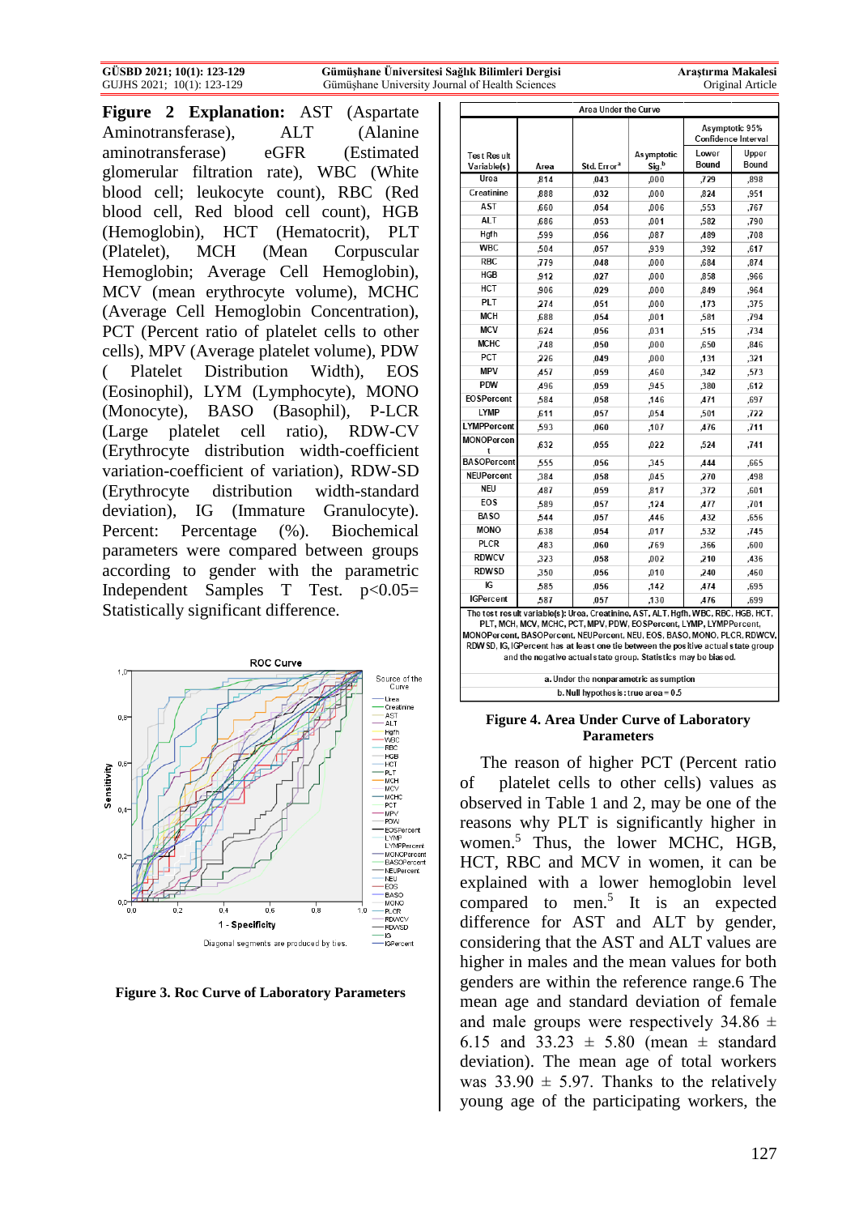**Figure 2 Explanation:** AST (Aspartate Aminotransferase), ALT (Alanine aminotransferase) eGFR (Estimated glomerular filtration rate), WBC (White blood cell; leukocyte count), RBC (Red blood cell, Red blood cell count), HGB (Hemoglobin), HCT (Hematocrit), PLT (Platelet), MCH (Mean Corpuscular Hemoglobin; Average Cell Hemoglobin), MCV (mean erythrocyte volume), MCHC (Average Cell Hemoglobin Concentration), PCT (Percent ratio of platelet cells to other cells), MPV (Average platelet volume), PDW ( Platelet Distribution Width), EOS (Eosinophil), LYM (Lymphocyte), MONO (Monocyte), BASO (Basophil), P-LCR (Large platelet cell ratio), RDW-CV (Erythrocyte distribution width-coefficient variation-coefficient of variation), RDW-SD (Erythrocyte distribution width-standard deviation), IG (Immature Granulocyte). Percent: Percentage (%). Biochemical parameters were compared between groups according to gender with the parametric Independent Samples T Test. p<0.05= Statistically significant difference.

**Figure 3. Roc Curve of Laboratory Parameters**

| Area Under the Curve | | | | | |
|---|---|---|---|---|---|
| Test Result Variable(s) | Area | Std. Error[a] | Asymptotic Sig.[b] | Asymptotic 95% Confidence Interval | |
| | | | | Lower Bound | Upper Bound |
| Urea | ,814 | ,043 | ,000 | ,729 | ,898 |
| Creatinine | ,888 | ,032 | ,000 | ,824 | ,951 |
| AST | ,660 | ,054 | ,006 | ,553 | ,767 |
| ALT | ,686 | ,053 | ,001 | ,582 | ,790 |
| Hgfh | ,599 | ,056 | ,087 | ,489 | ,708 |
| WBC | ,504 | ,057 | ,939 | ,392 | ,617 |
| RBC | ,779 | ,048 | ,000 | ,684 | ,874 |
| HGB | ,912 | ,027 | ,000 | ,858 | ,966 |
| HCT | ,906 | ,029 | ,000 | ,849 | ,964 |
| PLT | ,274 | ,051 | ,000 | ,173 | ,375 |
| MCH | ,688 | ,054 | ,001 | ,581 | ,794 |
| MCV | ,624 | ,056 | ,031 | ,515 | ,734 |
| MCHC | ,748 | ,050 | ,000 | ,650 | ,846 |
| PCT | ,226 | ,049 | ,000 | ,131 | ,321 |
| MPV | ,457 | ,059 | ,460 | ,342 | ,573 |
| PDW | ,496 | ,059 | ,945 | ,380 | ,612 |
| EOSPercent | ,584 | ,058 | ,146 | ,471 | ,697 |
| LYMP | ,611 | ,057 | ,054 | ,501 | ,722 |
| LYMPPercent | ,593 | ,060 | ,107 | ,476 | ,711 |
| MONOPercent | ,632 | ,055 | ,022 | ,524 | ,741 |
| BASOPercent | ,555 | ,056 | ,345 | ,444 | ,665 |
| NEUPercent | ,384 | ,058 | ,045 | ,270 | ,498 |
| NEU | ,487 | ,059 | ,817 | ,372 | ,601 |
| EOS | ,589 | ,057 | ,124 | ,477 | ,701 |
| BASO | ,544 | ,057 | ,446 | ,432 | ,656 |
| MONO | ,638 | ,054 | ,017 | ,532 | ,745 |
| PLCR | ,483 | ,060 | ,769 | ,366 | ,600 |
| RDWCV | ,323 | ,058 | ,002 | ,210 | ,436 |
| RDWSD | ,350 | ,056 | ,010 | ,240 | ,460 |
| IG | ,585 | ,056 | ,142 | ,474 | ,695 |
| IGPercent | ,587 | ,057 | ,130 | ,476 | ,699 |

The test result variable(s): Urea, Creatinine, AST, ALT, Hgfh, WBC, RBC, HGB, HCT, PLT, MCH, MCV, MCHC, PCT, MPV, PDW, EOSPercent, LYMP, LYMPPercent, MONOPercent, BASOPercent, NEUPercent, NEU, EOS, BASO, MONO, PLCR, RDWCV, RDWSD, IG, IGPercent has at least one tie between the positive actual state group and the negative actual state group. Statistics may be biased.

a. Under the nonparametric assumption

b. Null hypothesis: true area = 0.5

**Figure 4. Area Under Curve of Laboratory Parameters**

The reason of higher PCT (Percent ratio of platelet cells to other cells) values as observed in Table 1 and 2, may be one of the reasons why PLT is significantly higher in women.[5] Thus, the lower MCHC, HGB, HCT, RBC and MCV in women, it can be explained with a lower hemoglobin level compared to men.[5] It is an expected difference for AST and ALT by gender, considering that the AST and ALT values are higher in males and the mean values for both genders are within the reference range.6 The mean age and standard deviation of female and male groups were respectively 34.86 ± 6.15 and 33.23 ± 5.80 (mean ± standard deviation). The mean age of total workers was 33.90 ± 5.97. Thanks to the relatively young age of the participating workers, the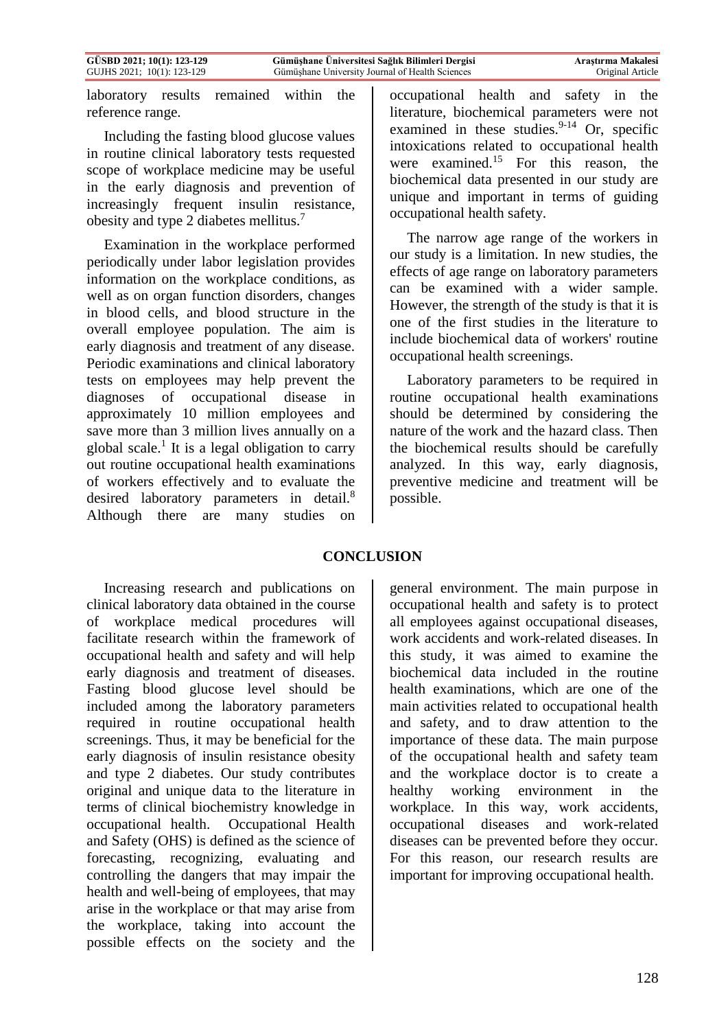laboratory results remained within the reference range.

Including the fasting blood glucose values in routine clinical laboratory tests requested scope of workplace medicine may be useful in the early diagnosis and prevention of increasingly frequent insulin resistance, obesity and type 2 diabetes mellitus.[7]

Examination in the workplace performed periodically under labor legislation provides information on the workplace conditions, as well as on organ function disorders, changes in blood cells, and blood structure in the overall employee population. The aim is early diagnosis and treatment of any disease. Periodic examinations and clinical laboratory tests on employees may help prevent the diagnoses of occupational disease in approximately 10 million employees and save more than 3 million lives annually on a global scale.[1] It is a legal obligation to carry out routine occupational health examinations of workers effectively and to evaluate the desired laboratory parameters in detail.[8] Although there are many studies on occupational health and safety in the literature, biochemical parameters were not examined in these studies.[9-14] Or, specific intoxications related to occupational health were examined.[15] For this reason, the biochemical data presented in our study are unique and important in terms of guiding occupational health safety.

The narrow age range of the workers in our study is a limitation. In new studies, the effects of age range on laboratory parameters can be examined with a wider sample. However, the strength of the study is that it is one of the first studies in the literature to include biochemical data of workers' routine occupational health screenings.

Laboratory parameters to be required in routine occupational health examinations should be determined by considering the nature of the work and the hazard class. Then the biochemical results should be carefully analyzed. In this way, early diagnosis, preventive medicine and treatment will be possible.

## CONCLUSION

Increasing research and publications on clinical laboratory data obtained in the course of workplace medical procedures will facilitate research within the framework of occupational health and safety and will help early diagnosis and treatment of diseases. Fasting blood glucose level should be included among the laboratory parameters required in routine occupational health screenings. Thus, it may be beneficial for the early diagnosis of insulin resistance obesity and type 2 diabetes. Our study contributes original and unique data to the literature in terms of clinical biochemistry knowledge in occupational health. Occupational Health and Safety (OHS) is defined as the science of forecasting, recognizing, evaluating and controlling the dangers that may impair the health and well-being of employees, that may arise in the workplace or that may arise from the workplace, taking into account the possible effects on the society and the general environment. The main purpose in occupational health and safety is to protect all employees against occupational diseases, work accidents and work-related diseases. In this study, it was aimed to examine the biochemical data included in the routine health examinations, which are one of the main activities related to occupational health and safety, and to draw attention to the importance of these data. The main purpose of the occupational health and safety team and the workplace doctor is to create a healthy working environment in the workplace. In this way, work accidents, occupational diseases and work-related diseases can be prevented before they occur. For this reason, our research results are important for improving occupational health.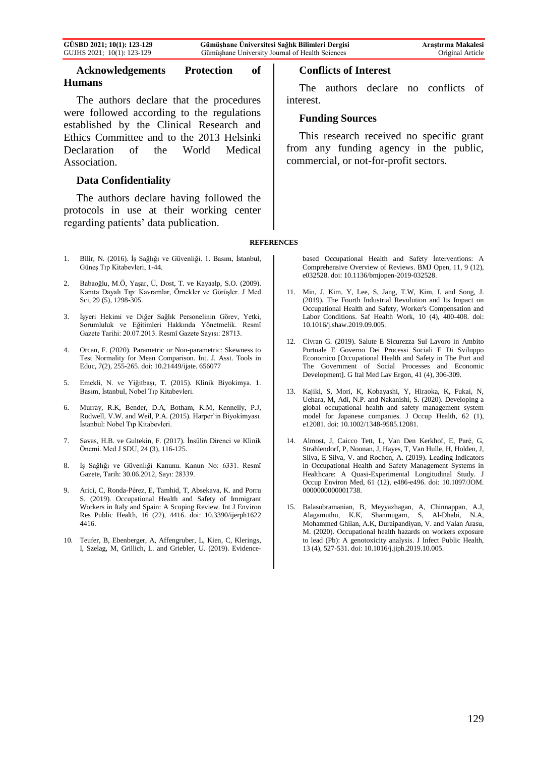### Acknowledgements Protection of Humans

The authors declare that the procedures were followed according to the regulations established by the Clinical Research and Ethics Committee and to the 2013 Helsinki Declaration of the World Medical Association.

### Data Confidentiality

The authors declare having followed the protocols in use at their working center regarding patients' data publication.

### Conflicts of Interest

The authors declare no conflicts of interest.

### Funding Sources

This research received no specific grant from any funding agency in the public, commercial, or not-for-profit sectors.

## REFERENCES

1. Bilir, N. (2016). İş Sağlığı ve Güvenliği. 1. Basım, İstanbul, Güneş Tıp Kitabevleri, 1-44.

2. Babaoğlu, M.Ö, Yaşar, Ü, Dost, T. ve Kayaalp, S.O. (2009). Kanıta Dayalı Tıp: Kavramlar, Örnekler ve Görüşler. J Med Sci, 29 (5), 1298-305.

3. İşyeri Hekimi ve Diğer Sağlık Personelinin Görev, Yetki, Sorumluluk ve Eğitimleri Hakkında Yönetmelik. Resmî Gazete Tarihi: 20.07.2013. Resmî Gazete Sayısı: 28713.

4. Orcan, F. (2020). Parametric or Non-parametric: Skewness to Test Normality for Mean Comparison. Int. J. Asst. Tools in Educ, 7(2), 255-265. doi: 10.21449/ijate. 656077

5. Emekli, N. ve Yiğitbaşı, T. (2015). Klinik Biyokimya. 1. Basım, İstanbul, Nobel Tıp Kitabevleri.

6. Murray, R.K, Bender, D.A, Botham, K.M, Kennelly, P.J, Rodwell, V.W. and Weil, P.A. (2015). Harper'in Biyokimyası. İstanbul: Nobel Tıp Kitabevleri.

7. Savas, H.B. ve Gultekin, F. (2017). İnsülin Direnci ve Klinik Önemi. Med J SDU, 24 (3), 116-125.

8. İş Sağlığı ve Güvenliği Kanunu. Kanun No: 6331. Resmî Gazete, Tarih: 30.06.2012, Sayı: 28339.

9. Arici, C, Ronda-Pérez, E, Tamhid, T, Absekava, K. and Porru S. (2019). Occupational Health and Safety of Immigrant Workers in Italy and Spain: A Scoping Review. Int J Environ Res Public Health, 16 (22), 4416. doi: 10.3390/ijerph1622 4416.

10. Teufer, B, Ebenberger, A, Affengruber, L, Kien, C, Klerings, I, Szelag, M, Grillich, L. and Griebler, U. (2019). Evidence-based Occupational Health and Safety İnterventions: A Comprehensive Overview of Reviews. BMJ Open, 11, 9 (12), e032528. doi: 10.1136/bmjopen-2019-032528.

11. Min, J, Kim, Y, Lee, S, Jang, T.W, Kim, I. and Song, J. (2019). The Fourth Industrial Revolution and Its Impact on Occupational Health and Safety, Worker's Compensation and Labor Conditions. Saf Health Work, 10 (4), 400-408. doi: 10.1016/j.shaw.2019.09.005.

12. Civran G. (2019). Salute E Sicurezza Sul Lavoro in Ambito Portuale E Governo Dei Processi Sociali E Di Sviluppo Economico [Occupational Health and Safety in The Port and The Government of Social Processes and Economic Development]. G Ital Med Lav Ergon, 41 (4), 306-309.

13. Kajiki, S, Mori, K, Kobayashi, Y, Hiraoka, K, Fukai, N, Uehara, M, Adi, N.P. and Nakanishi, S. (2020). Developing a global occupational health and safety management system model for Japanese companies. J Occup Health, 62 (1), e12081. doi: 10.1002/1348-9585.12081.

14. Almost, J, Caicco Tett, L, Van Den Kerkhof, E, Paré, G, Strahlendorf, P, Noonan, J, Hayes, T, Van Hulle, H, Holden, J, Silva, E Silva, V. and Rochon, A. (2019). Leading Indicators in Occupational Health and Safety Management Systems in Healthcare: A Quasi-Experimental Longitudinal Study. J Occup Environ Med, 61 (12), e486-e496. doi: 10.1097/JOM. 0000000000001738.

15. Balasubramanian, B, Meyyazhagan, A, Chinnappan, A.J, Alagamuthu, K.K, Shanmugam, S, Al-Dhabi, N.A, Mohammed Ghilan, A.K, Duraipandiyan, V. and Valan Arasu, M. (2020). Occupational health hazards on workers exposure to lead (Pb): A genotoxicity analysis. J Infect Public Health, 13 (4), 527-531. doi: 10.1016/j.jiph.2019.10.005.